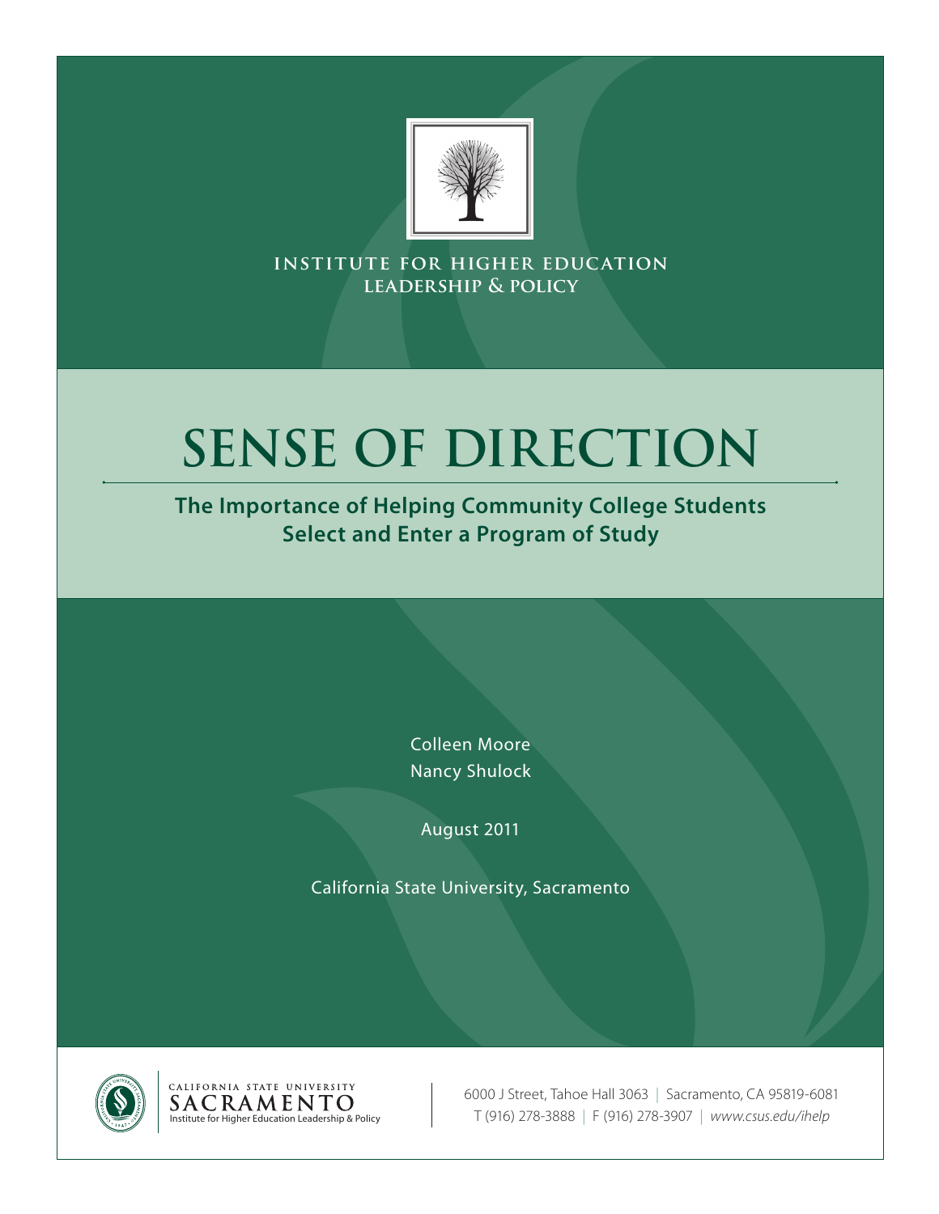INSTITUTE FOR HIGHER EDUCATION LEADERSHIP & POLICY

# SENSE OF DIRECTION

## The Importance of Helping Community College Students Select and Enter a Program of Study

Colleen Moore
Nancy Shulock

August 2011

California State University, Sacramento

CALIFORNIA STATE UNIVERSITY
SACRAMENTO
Institute for Higher Education Leadership & Policy

6000 J Street, Tahoe Hall 3063 | Sacramento, CA 95819-6081
T (916) 278-3888 | F (916) 278-3907 | *www.csus.edu/ihelp*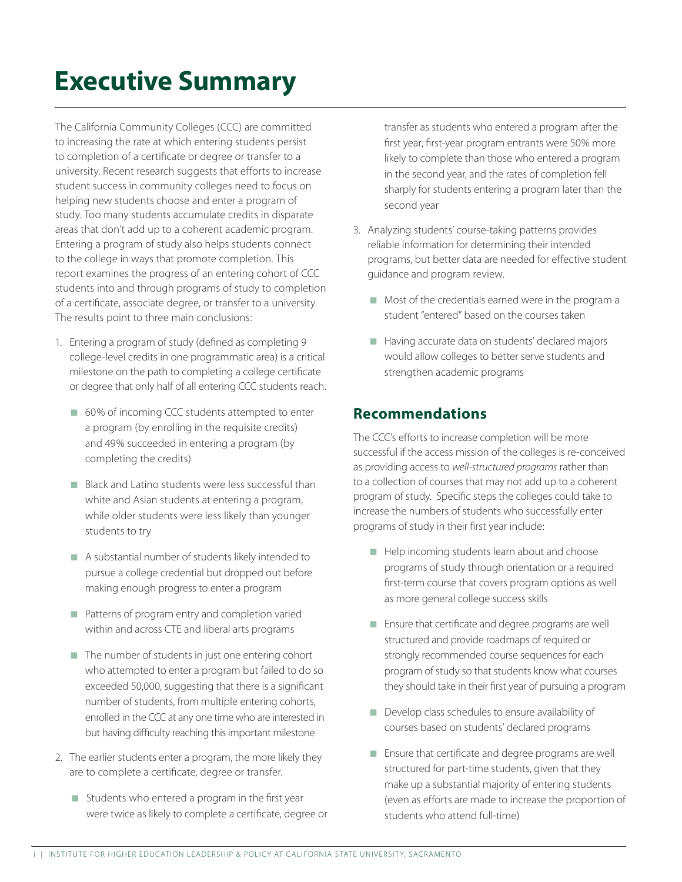# Executive Summary

The California Community Colleges (CCC) are committed to increasing the rate at which entering students persist to completion of a certificate or degree or transfer to a university. Recent research suggests that efforts to increase student success in community colleges need to focus on helping new students choose and enter a program of study. Too many students accumulate credits in disparate areas that don't add up to a coherent academic program. Entering a program of study also helps students connect to the college in ways that promote completion. This report examines the progress of an entering cohort of CCC students into and through programs of study to completion of a certificate, associate degree, or transfer to a university. The results point to three main conclusions:

1. Entering a program of study (defined as completing 9 college-level credits in one programmatic area) is a critical milestone on the path to completing a college certificate or degree that only half of all entering CCC students reach.
   - 60% of incoming CCC students attempted to enter a program (by enrolling in the requisite credits) and 49% succeeded in entering a program (by completing the credits)
   - Black and Latino students were less successful than white and Asian students at entering a program, while older students were less likely than younger students to try
   - A substantial number of students likely intended to pursue a college credential but dropped out before making enough progress to enter a program
   - Patterns of program entry and completion varied within and across CTE and liberal arts programs
   - The number of students in just one entering cohort who attempted to enter a program but failed to do so exceeded 50,000, suggesting that there is a significant number of students, from multiple entering cohorts, enrolled in the CCC at any one time who are interested in but having difficulty reaching this important milestone
2. The earlier students enter a program, the more likely they are to complete a certificate, degree or transfer.
   - Students who entered a program in the first year were twice as likely to complete a certificate, degree or transfer as students who entered a program after the first year; first-year program entrants were 50% more likely to complete than those who entered a program in the second year, and the rates of completion fell sharply for students entering a program later than the second year
3. Analyzing students' course-taking patterns provides reliable information for determining their intended programs, but better data are needed for effective student guidance and program review.
   - Most of the credentials earned were in the program a student "entered" based on the courses taken
   - Having accurate data on students' declared majors would allow colleges to better serve students and strengthen academic programs

## Recommendations

The CCC's efforts to increase completion will be more successful if the access mission of the colleges is re-conceived as providing access to *well-structured programs* rather than to a collection of courses that may not add up to a coherent program of study. Specific steps the colleges could take to increase the numbers of students who successfully enter programs of study in their first year include:

- Help incoming students learn about and choose programs of study through orientation or a required first-term course that covers program options as well as more general college success skills
- Ensure that certificate and degree programs are well structured and provide roadmaps of required or strongly recommended course sequences for each program of study so that students know what courses they should take in their first year of pursuing a program
- Develop class schedules to ensure availability of courses based on students' declared programs
- Ensure that certificate and degree programs are well structured for part-time students, given that they make up a substantial majority of entering students (even as efforts are made to increase the proportion of students who attend full-time)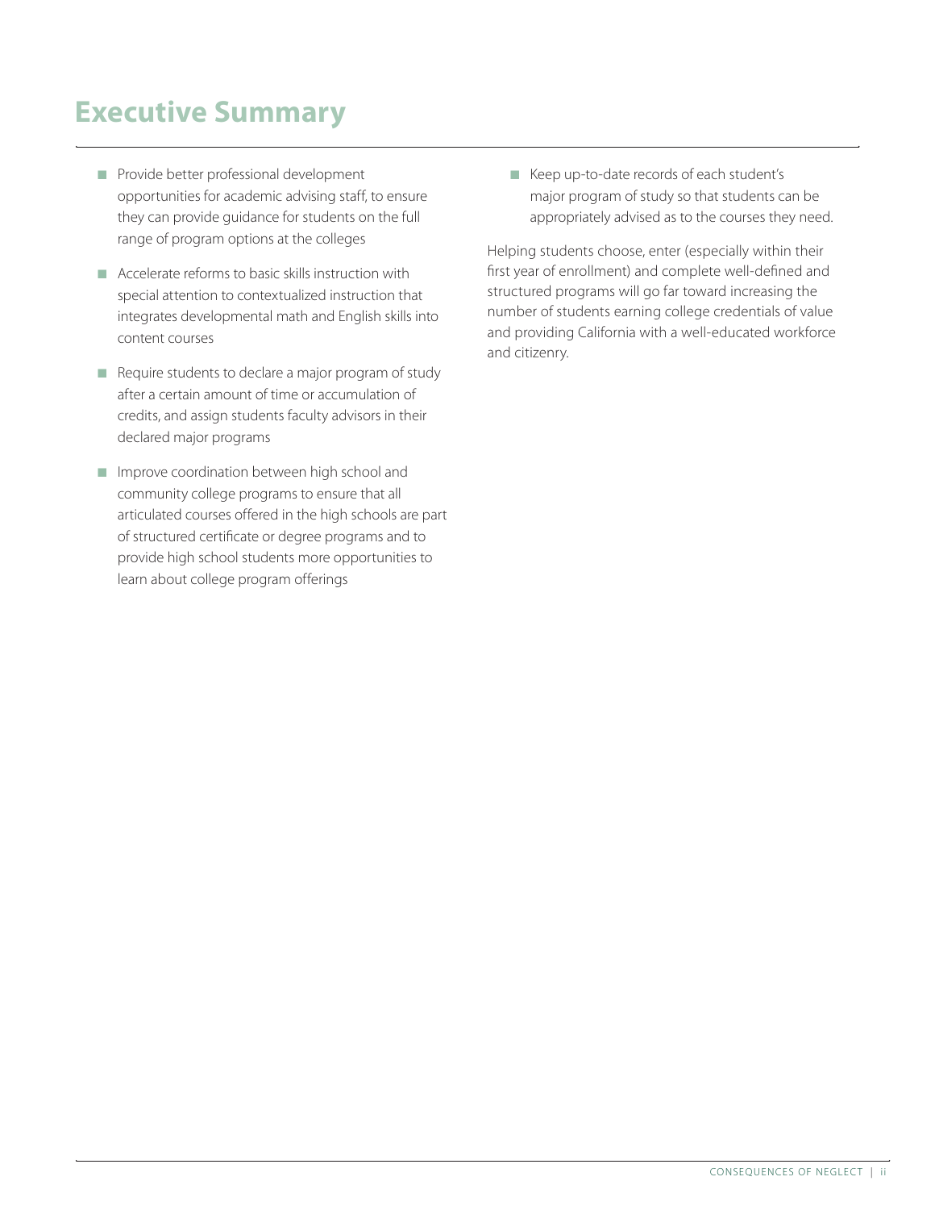# Executive Summary

- Provide better professional development opportunities for academic advising staff, to ensure they can provide guidance for students on the full range of program options at the colleges
- Accelerate reforms to basic skills instruction with special attention to contextualized instruction that integrates developmental math and English skills into content courses
- Require students to declare a major program of study after a certain amount of time or accumulation of credits, and assign students faculty advisors in their declared major programs
- Improve coordination between high school and community college programs to ensure that all articulated courses offered in the high schools are part of structured certificate or degree programs and to provide high school students more opportunities to learn about college program offerings
- Keep up-to-date records of each student's major program of study so that students can be appropriately advised as to the courses they need.

Helping students choose, enter (especially within their first year of enrollment) and complete well-defined and structured programs will go far toward increasing the number of students earning college credentials of value and providing California with a well-educated workforce and citizenry.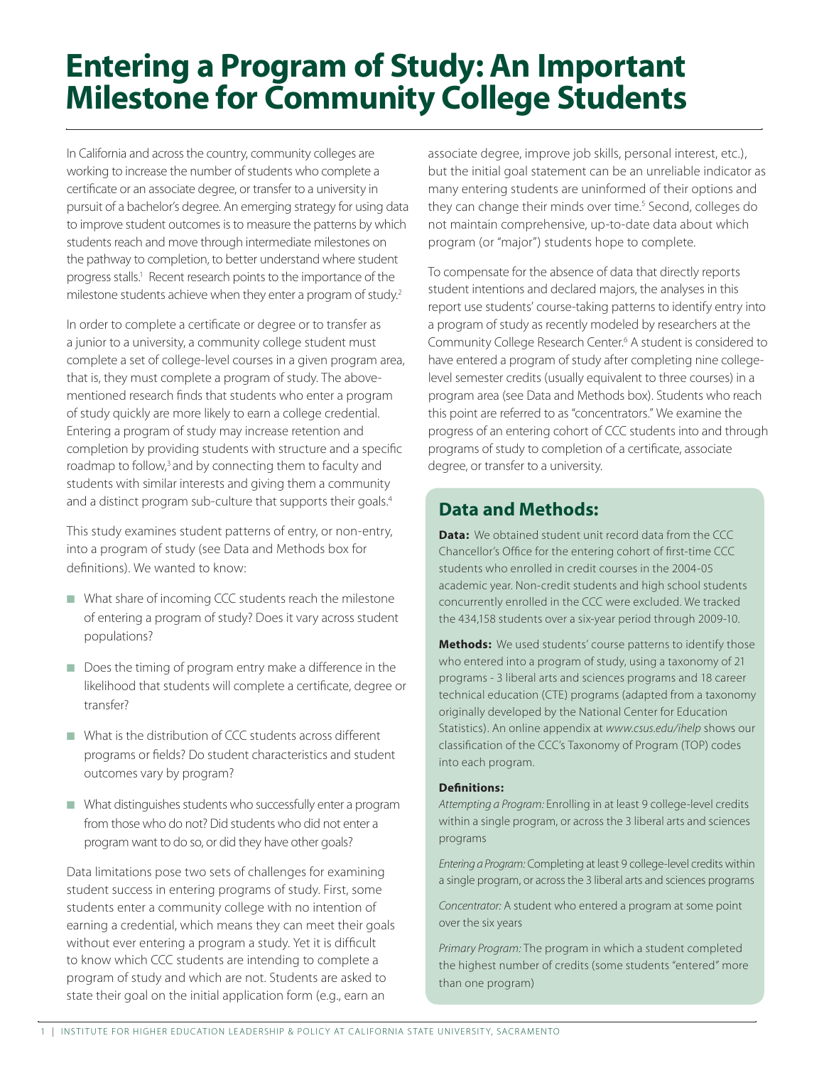# Entering a Program of Study: An Important Milestone for Community College Students

In California and across the country, community colleges are working to increase the number of students who complete a certificate or an associate degree, or transfer to a university in pursuit of a bachelor's degree. An emerging strategy for using data to improve student outcomes is to measure the patterns by which students reach and move through intermediate milestones on the pathway to completion, to better understand where student progress stalls.[1] Recent research points to the importance of the milestone students achieve when they enter a program of study.[2]

In order to complete a certificate or degree or to transfer as a junior to a university, a community college student must complete a set of college-level courses in a given program area, that is, they must complete a program of study. The above-mentioned research finds that students who enter a program of study quickly are more likely to earn a college credential. Entering a program of study may increase retention and completion by providing students with structure and a specific roadmap to follow,[3] and by connecting them to faculty and students with similar interests and giving them a community and a distinct program sub-culture that supports their goals.[4]

This study examines student patterns of entry, or non-entry, into a program of study (see Data and Methods box for definitions). We wanted to know:

- What share of incoming CCC students reach the milestone of entering a program of study? Does it vary across student populations?
- Does the timing of program entry make a difference in the likelihood that students will complete a certificate, degree or transfer?
- What is the distribution of CCC students across different programs or fields? Do student characteristics and student outcomes vary by program?
- What distinguishes students who successfully enter a program from those who do not? Did students who did not enter a program want to do so, or did they have other goals?

Data limitations pose two sets of challenges for examining student success in entering programs of study. First, some students enter a community college with no intention of earning a credential, which means they can meet their goals without ever entering a program a study. Yet it is difficult to know which CCC students are intending to complete a program of study and which are not. Students are asked to state their goal on the initial application form (e.g., earn an associate degree, improve job skills, personal interest, etc.), but the initial goal statement can be an unreliable indicator as many entering students are uninformed of their options and they can change their minds over time.[5] Second, colleges do not maintain comprehensive, up-to-date data about which program (or "major") students hope to complete.

To compensate for the absence of data that directly reports student intentions and declared majors, the analyses in this report use students' course-taking patterns to identify entry into a program of study as recently modeled by researchers at the Community College Research Center.[6] A student is considered to have entered a program of study after completing nine college-level semester credits (usually equivalent to three courses) in a program area (see Data and Methods box). Students who reach this point are referred to as "concentrators." We examine the progress of an entering cohort of CCC students into and through programs of study to completion of a certificate, associate degree, or transfer to a university.

## Data and Methods:

**Data:** We obtained student unit record data from the CCC Chancellor's Office for the entering cohort of first-time CCC students who enrolled in credit courses in the 2004-05 academic year. Non-credit students and high school students concurrently enrolled in the CCC were excluded. We tracked the 434,158 students over a six-year period through 2009-10.

**Methods:** We used students' course patterns to identify those who entered into a program of study, using a taxonomy of 21 programs - 3 liberal arts and sciences programs and 18 career technical education (CTE) programs (adapted from a taxonomy originally developed by the National Center for Education Statistics). An online appendix at *www.csus.edu/ihelp* shows our classification of the CCC's Taxonomy of Program (TOP) codes into each program.

**Definitions:**

*Attempting a Program:* Enrolling in at least 9 college-level credits within a single program, or across the 3 liberal arts and sciences programs

*Entering a Program:* Completing at least 9 college-level credits within a single program, or across the 3 liberal arts and sciences programs

*Concentrator:* A student who entered a program at some point over the six years

*Primary Program:* The program in which a student completed the highest number of credits (some students "entered" more than one program)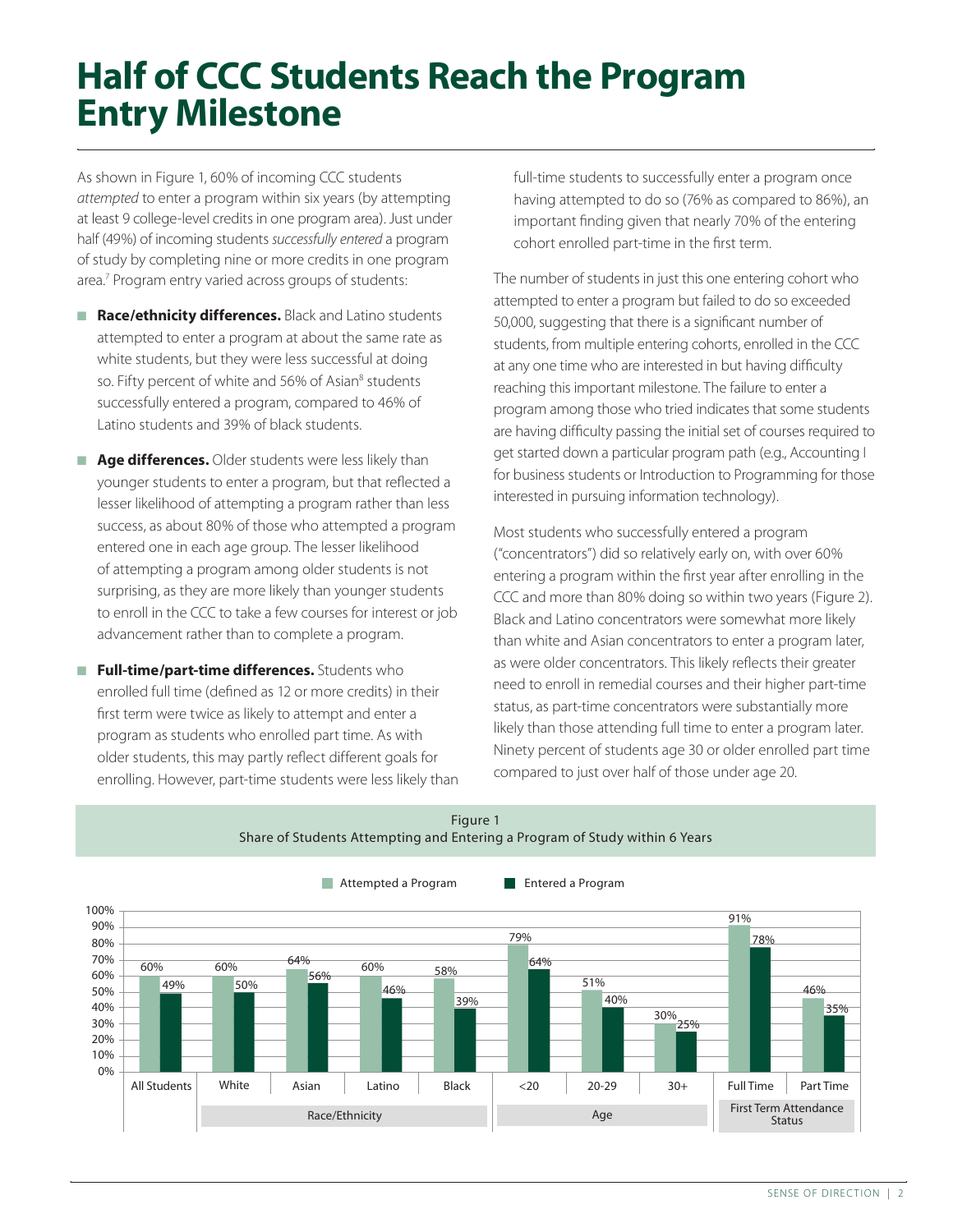# Half of CCC Students Reach the Program Entry Milestone

As shown in Figure 1, 60% of incoming CCC students *attempted* to enter a program within six years (by attempting at least 9 college-level credits in one program area). Just under half (49%) of incoming students *successfully entered* a program of study by completing nine or more credits in one program area.[7] Program entry varied across groups of students:

- **Race/ethnicity differences.** Black and Latino students attempted to enter a program at about the same rate as white students, but they were less successful at doing so. Fifty percent of white and 56% of Asian[8] students successfully entered a program, compared to 46% of Latino students and 39% of black students.
- **Age differences.** Older students were less likely than younger students to enter a program, but that reflected a lesser likelihood of attempting a program rather than less success, as about 80% of those who attempted a program entered one in each age group. The lesser likelihood of attempting a program among older students is not surprising, as they are more likely than younger students to enroll in the CCC to take a few courses for interest or job advancement rather than to complete a program.
- **Full-time/part-time differences.** Students who enrolled full time (defined as 12 or more credits) in their first term were twice as likely to attempt and enter a program as students who enrolled part time. As with older students, this may partly reflect different goals for enrolling. However, part-time students were less likely than full-time students to successfully enter a program once having attempted to do so (76% as compared to 86%), an important finding given that nearly 70% of the entering cohort enrolled part-time in the first term.

The number of students in just this one entering cohort who attempted to enter a program but failed to do so exceeded 50,000, suggesting that there is a significant number of students, from multiple entering cohorts, enrolled in the CCC at any one time who are interested in but having difficulty reaching this important milestone. The failure to enter a program among those who tried indicates that some students are having difficulty passing the initial set of courses required to get started down a particular program path (e.g., Accounting I for business students or Introduction to Programming for those interested in pursuing information technology).

Most students who successfully entered a program ("concentrators") did so relatively early on, with over 60% entering a program within the first year after enrolling in the CCC and more than 80% doing so within two years (Figure 2). Black and Latino concentrators were somewhat more likely than white and Asian concentrators to enter a program later, as were older concentrators. This likely reflects their greater need to enroll in remedial courses and their higher part-time status, as part-time concentrators were substantially more likely than those attending full time to enter a program later. Ninety percent of students age 30 or older enrolled part time compared to just over half of those under age 20.

Figure 1
Share of Students Attempting and Entering a Program of Study within 6 Years

| Group | | Attempted a Program | Entered a Program |
|---|---|---|---|
| All Students | | 60% | 49% |
| Race/Ethnicity | White | 60% | 50% |
| | Asian | 64% | 56% |
| | Latino | 60% | 46% |
| | Black | 58% | 39% |
| Age | <20 | 79% | 64% |
| | 20-29 | 51% | 40% |
| | 30+ | 30% | 25% |
| First Term Attendance Status | Full Time | 91% | 78% |
| | Part Time | 46% | 35% |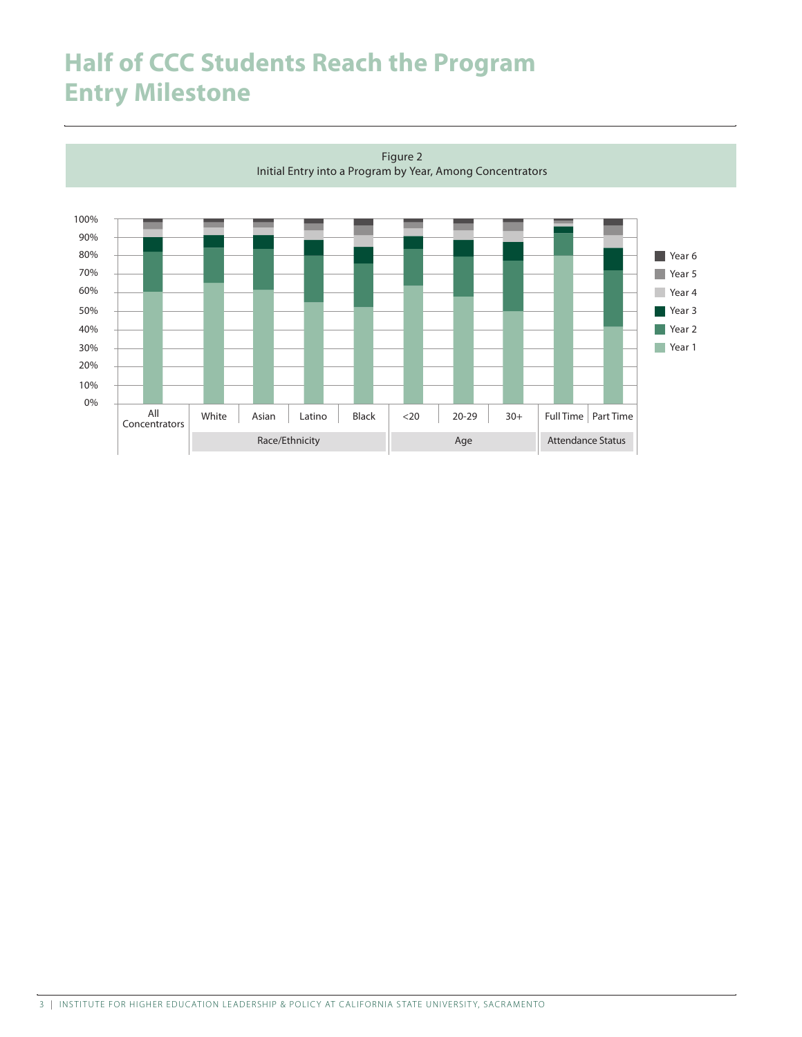# Half of CCC Students Reach the Program Entry Milestone

Figure 2
Initial Entry into a Program by Year, Among Concentrators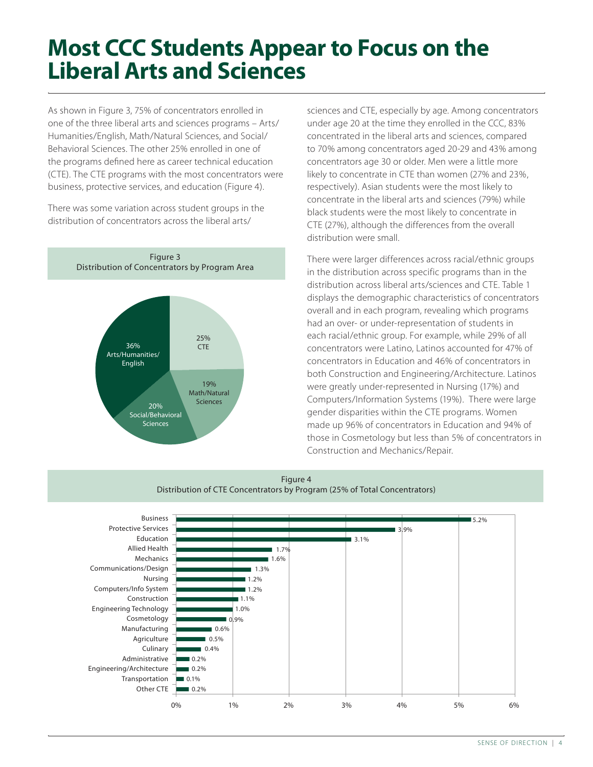# Most CCC Students Appear to Focus on the Liberal Arts and Sciences

As shown in Figure 3, 75% of concentrators enrolled in one of the three liberal arts and sciences programs – Arts/Humanities/English, Math/Natural Sciences, and Social/Behavioral Sciences. The other 25% enrolled in one of the programs defined here as career technical education (CTE). The CTE programs with the most concentrators were business, protective services, and education (Figure 4).

There was some variation across student groups in the distribution of concentrators across the liberal arts/sciences and CTE, especially by age. Among concentrators under age 20 at the time they enrolled in the CCC, 83% concentrated in the liberal arts and sciences, compared to 70% among concentrators aged 20-29 and 43% among concentrators age 30 or older. Men were a little more likely to concentrate in CTE than women (27% and 23%, respectively). Asian students were the most likely to concentrate in the liberal arts and sciences (79%) while black students were the most likely to concentrate in CTE (27%), although the differences from the overall distribution were small.

There were larger differences across racial/ethnic groups in the distribution across specific programs than in the distribution across liberal arts/sciences and CTE. Table 1 displays the demographic characteristics of concentrators overall and in each program, revealing which programs had an over- or under-representation of students in each racial/ethnic group. For example, while 29% of all concentrators were Latino, Latinos accounted for 47% of concentrators in Education and 46% of concentrators in both Construction and Engineering/Architecture. Latinos were greatly under-represented in Nursing (17%) and Computers/Information Systems (19%). There were large gender disparities within the CTE programs. Women made up 96% of concentrators in Education and 94% of those in Cosmetology but less than 5% of concentrators in Construction and Mechanics/Repair.

Figure 3
Distribution of Concentrators by Program Area

| Program Area | Percent |
|---|---|
| Arts/Humanities/English | 36% |
| CTE | 25% |
| Social/Behavioral Sciences | 20% |
| Math/Natural Sciences | 19% |

Figure 4
Distribution of CTE Concentrators by Program (25% of Total Concentrators)

| Program | Percent |
|---|---|
| Business | 5.2% |
| Protective Services | 3.9% |
| Education | 3.1% |
| Allied Health | 1.7% |
| Mechanics | 1.6% |
| Communications/Design | 1.3% |
| Nursing | 1.2% |
| Computers/Info System | 1.2% |
| Construction | 1.1% |
| Engineering Technology | 1.0% |
| Cosmetology | 0.9% |
| Manufacturing | 0.6% |
| Agriculture | 0.5% |
| Culinary | 0.4% |
| Administrative | 0.2% |
| Engineering/Architecture | 0.2% |
| Transportation | 0.1% |
| Other CTE | 0.2% |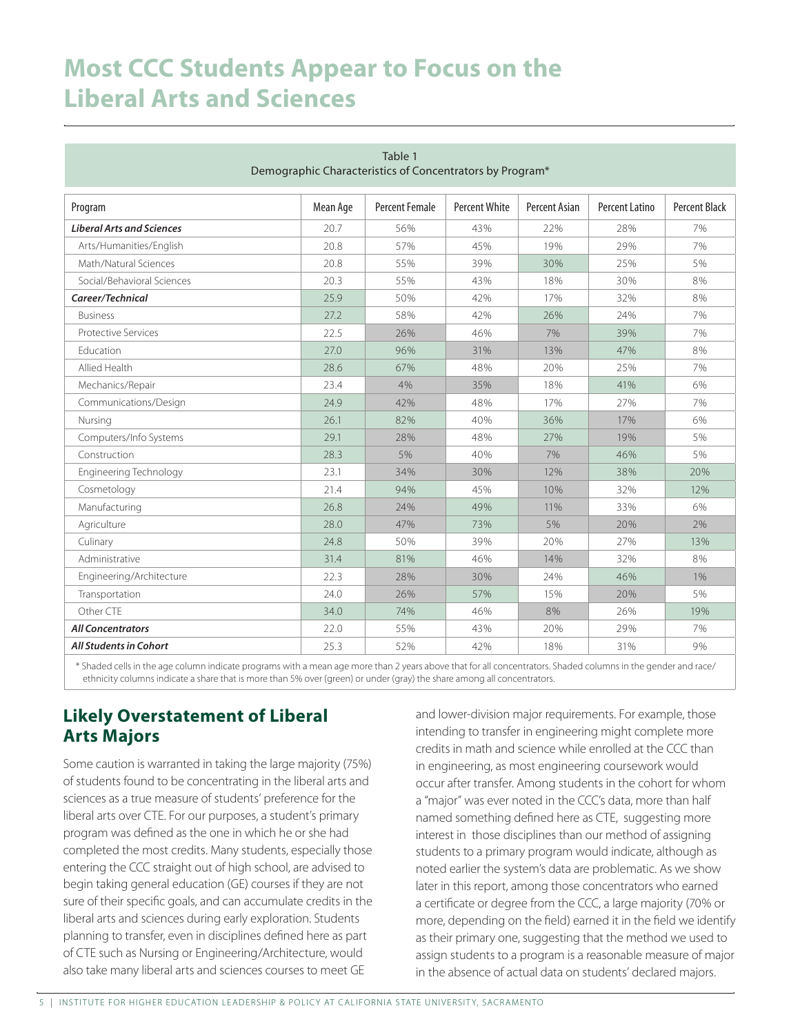# Most CCC Students Appear to Focus on the Liberal Arts and Sciences

Table 1
Demographic Characteristics of Concentrators by Program*

| Program | Mean Age | Percent Female | Percent White | Percent Asian | Percent Latino | Percent Black |
|---|---|---|---|---|---|---|
| ***Liberal Arts and Sciences*** | 20.7 | 56% | 43% | 22% | 28% | 7% |
| Arts/Humanities/English | 20.8 | 57% | 45% | 19% | 29% | 7% |
| Math/Natural Sciences | 20.8 | 55% | 39% | 30% | 25% | 5% |
| Social/Behavioral Sciences | 20.3 | 55% | 43% | 18% | 30% | 8% |
| ***Career/Technical*** | 25.9 | 50% | 42% | 17% | 32% | 8% |
| Business | 27.2 | 58% | 42% | 26% | 24% | 7% |
| Protective Services | 22.5 | 26% | 46% | 7% | 39% | 7% |
| Education | 27.0 | 96% | 31% | 13% | 47% | 8% |
| Allied Health | 28.6 | 67% | 48% | 20% | 25% | 7% |
| Mechanics/Repair | 23.4 | 4% | 35% | 18% | 41% | 6% |
| Communications/Design | 24.9 | 42% | 48% | 17% | 27% | 7% |
| Nursing | 26.1 | 82% | 40% | 36% | 17% | 6% |
| Computers/Info Systems | 29.1 | 28% | 48% | 27% | 19% | 5% |
| Construction | 28.3 | 5% | 40% | 7% | 46% | 5% |
| Engineering Technology | 23.1 | 34% | 30% | 12% | 38% | 20% |
| Cosmetology | 21.4 | 94% | 45% | 10% | 32% | 12% |
| Manufacturing | 26.8 | 24% | 49% | 11% | 33% | 6% |
| Agriculture | 28.0 | 47% | 73% | 5% | 20% | 2% |
| Culinary | 24.8 | 50% | 39% | 20% | 27% | 13% |
| Administrative | 31.4 | 81% | 46% | 14% | 32% | 8% |
| Engineering/Architecture | 22.3 | 28% | 30% | 24% | 46% | 1% |
| Transportation | 24.0 | 26% | 57% | 15% | 20% | 5% |
| Other CTE | 34.0 | 74% | 46% | 8% | 26% | 19% |
| ***All Concentrators*** | 22.0 | 55% | 43% | 20% | 29% | 7% |
| ***All Students in Cohort*** | 25.3 | 52% | 42% | 18% | 31% | 9% |

\* Shaded cells in the age column indicate programs with a mean age more than 2 years above that for all concentrators. Shaded columns in the gender and race/ethnicity columns indicate a share that is more than 5% over (green) or under (gray) the share among all concentrators.

## Likely Overstatement of Liberal Arts Majors

Some caution is warranted in taking the large majority (75%) of students found to be concentrating in the liberal arts and sciences as a true measure of students' preference for the liberal arts over CTE. For our purposes, a student's primary program was defined as the one in which he or she had completed the most credits. Many students, especially those entering the CCC straight out of high school, are advised to begin taking general education (GE) courses if they are not sure of their specific goals, and can accumulate credits in the liberal arts and sciences during early exploration. Students planning to transfer, even in disciplines defined here as part of CTE such as Nursing or Engineering/Architecture, would also take many liberal arts and sciences courses to meet GE and lower-division major requirements. For example, those intending to transfer in engineering might complete more credits in math and science while enrolled at the CCC than in engineering, as most engineering coursework would occur after transfer. Among students in the cohort for whom a "major" was ever noted in the CCC's data, more than half named something defined here as CTE, suggesting more interest in those disciplines than our method of assigning students to a primary program would indicate, although as noted earlier the system's data are problematic. As we show later in this report, among those concentrators who earned a certificate or degree from the CCC, a large majority (70% or more, depending on the field) earned it in the field we identify as their primary one, suggesting that the method we used to assign students to a program is a reasonable measure of major in the absence of actual data on students' declared majors.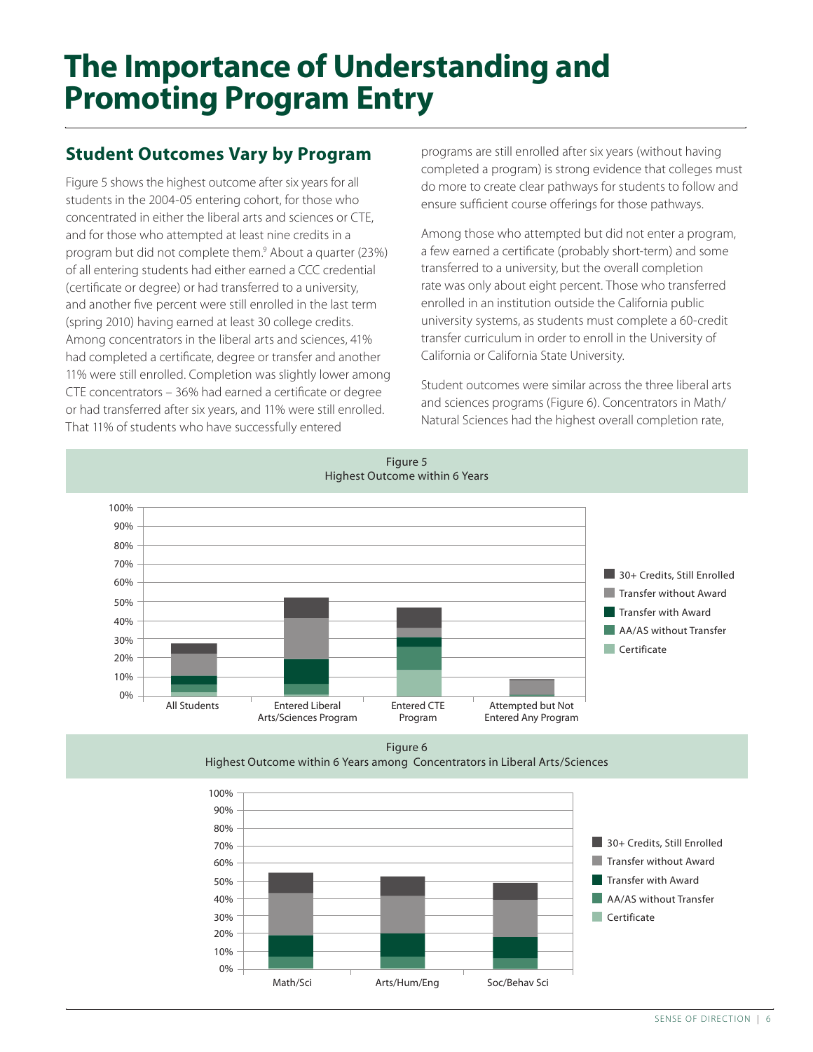# The Importance of Understanding and Promoting Program Entry

## Student Outcomes Vary by Program

Figure 5 shows the highest outcome after six years for all students in the 2004-05 entering cohort, for those who concentrated in either the liberal arts and sciences or CTE, and for those who attempted at least nine credits in a program but did not complete them.[9] About a quarter (23%) of all entering students had either earned a CCC credential (certificate or degree) or had transferred to a university, and another five percent were still enrolled in the last term (spring 2010) having earned at least 30 college credits. Among concentrators in the liberal arts and sciences, 41% had completed a certificate, degree or transfer and another 11% were still enrolled. Completion was slightly lower among CTE concentrators – 36% had earned a certificate or degree or had transferred after six years, and 11% were still enrolled. That 11% of students who have successfully entered programs are still enrolled after six years (without having completed a program) is strong evidence that colleges must do more to create clear pathways for students to follow and ensure sufficient course offerings for those pathways.

Among those who attempted but did not enter a program, a few earned a certificate (probably short-term) and some transferred to a university, but the overall completion rate was only about eight percent. Those who transferred enrolled in an institution outside the California public university systems, as students must complete a 60-credit transfer curriculum in order to enroll in the University of California or California State University.

Student outcomes were similar across the three liberal arts and sciences programs (Figure 6). Concentrators in Math/Natural Sciences had the highest overall completion rate,

Figure 5
Highest Outcome within 6 Years

Figure 6
Highest Outcome within 6 Years among Concentrators in Liberal Arts/Sciences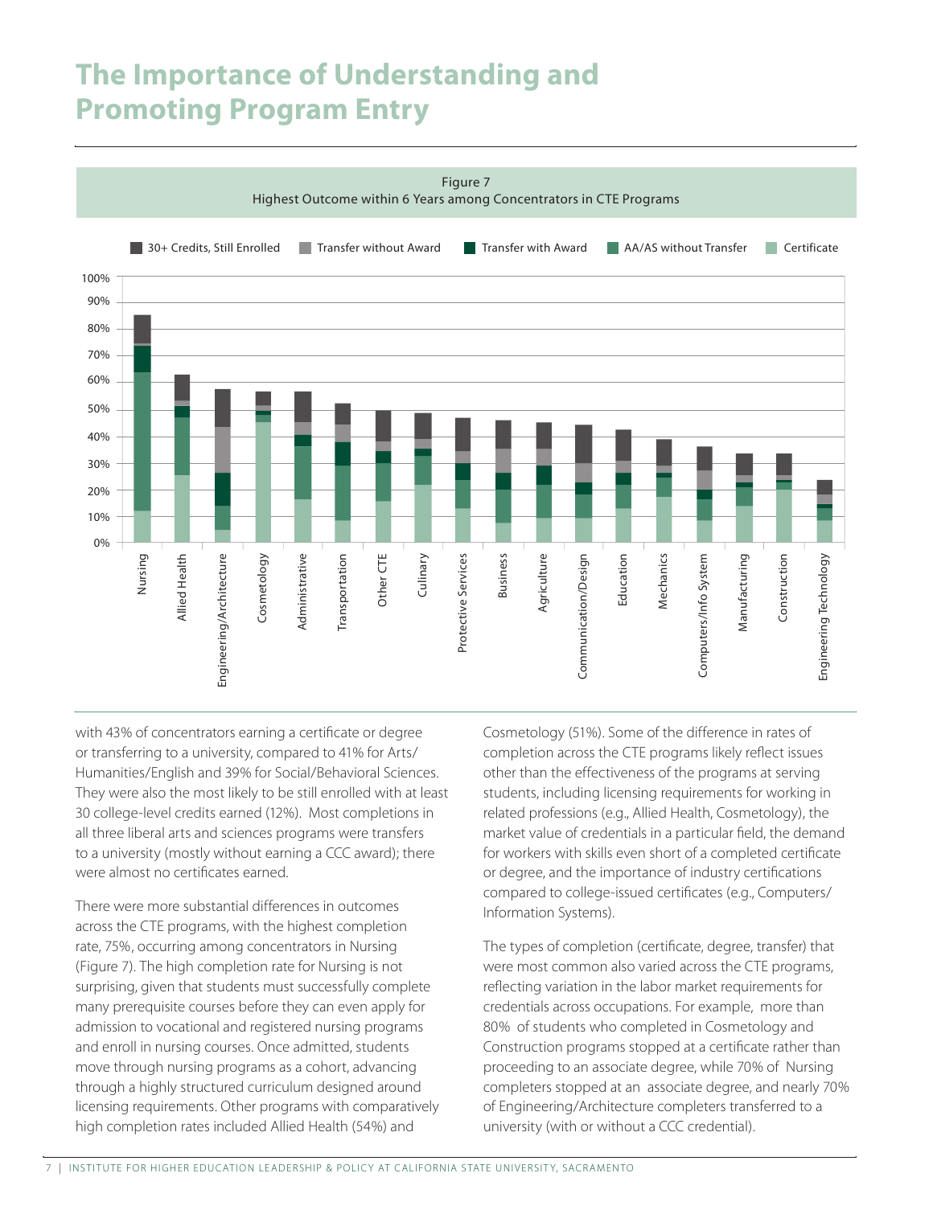# The Importance of Understanding and Promoting Program Entry

Figure 7
Highest Outcome within 6 Years among Concentrators in CTE Programs

with 43% of concentrators earning a certificate or degree or transferring to a university, compared to 41% for Arts/Humanities/English and 39% for Social/Behavioral Sciences. They were also the most likely to be still enrolled with at least 30 college-level credits earned (12%). Most completions in all three liberal arts and sciences programs were transfers to a university (mostly without earning a CCC award); there were almost no certificates earned.

There were more substantial differences in outcomes across the CTE programs, with the highest completion rate, 75%, occurring among concentrators in Nursing (Figure 7). The high completion rate for Nursing is not surprising, given that students must successfully complete many prerequisite courses before they can even apply for admission to vocational and registered nursing programs and enroll in nursing courses. Once admitted, students move through nursing programs as a cohort, advancing through a highly structured curriculum designed around licensing requirements. Other programs with comparatively high completion rates included Allied Health (54%) and Cosmetology (51%). Some of the difference in rates of completion across the CTE programs likely reflect issues other than the effectiveness of the programs at serving students, including licensing requirements for working in related professions (e.g., Allied Health, Cosmetology), the market value of credentials in a particular field, the demand for workers with skills even short of a completed certificate or degree, and the importance of industry certifications compared to college-issued certificates (e.g., Computers/Information Systems).

The types of completion (certificate, degree, transfer) that were most common also varied across the CTE programs, reflecting variation in the labor market requirements for credentials across occupations. For example, more than 80% of students who completed in Cosmetology and Construction programs stopped at a certificate rather than proceeding to an associate degree, while 70% of Nursing completers stopped at an associate degree, and nearly 70% of Engineering/Architecture completers transferred to a university (with or without a CCC credential).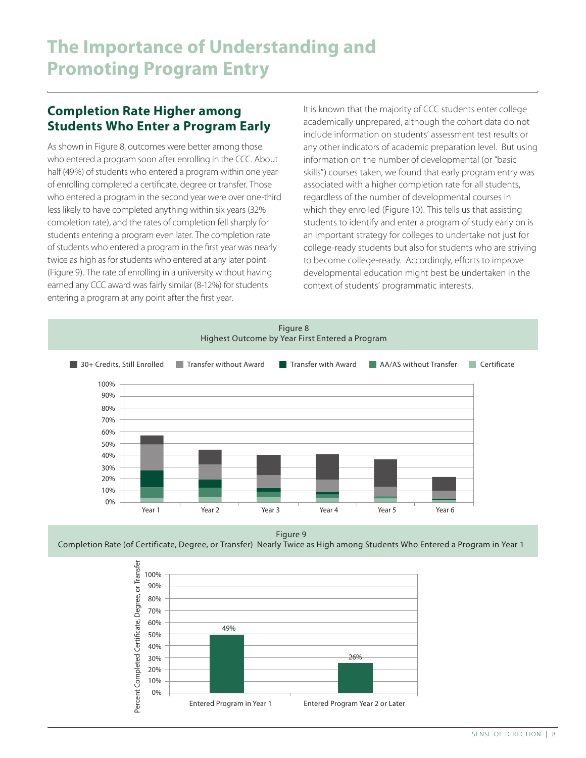# The Importance of Understanding and Promoting Program Entry

## Completion Rate Higher among Students Who Enter a Program Early

As shown in Figure 8, outcomes were better among those who entered a program soon after enrolling in the CCC. About half (49%) of students who entered a program within one year of enrolling completed a certificate, degree or transfer. Those who entered a program in the second year were over one-third less likely to have completed anything within six years (32% completion rate), and the rates of completion fell sharply for students entering a program even later. The completion rate of students who entered a program in the first year was nearly twice as high as for students who entered at any later point (Figure 9). The rate of enrolling in a university without having earned any CCC award was fairly similar (8-12%) for students entering a program at any point after the first year.

It is known that the majority of CCC students enter college academically unprepared, although the cohort data do not include information on students' assessment test results or any other indicators of academic preparation level. But using information on the number of developmental (or "basic skills") courses taken, we found that early program entry was associated with a higher completion rate for all students, regardless of the number of developmental courses in which they enrolled (Figure 10). This tells us that assisting students to identify and enter a program of study early on is an important strategy for colleges to undertake not just for college-ready students but also for students who are striving to become college-ready. Accordingly, efforts to improve developmental education might best be undertaken in the context of students' programmatic interests.

Figure 8
Highest Outcome by Year First Entered a Program

Legend: 30+ Credits, Still Enrolled; Transfer without Award; Transfer with Award; AA/AS without Transfer; Certificate

Figure 9
Completion Rate (of Certificate, Degree, or Transfer) Nearly Twice as High among Students Who Entered a Program in Year 1

| | Percent Completed Certificate, Degree, or Transfer |
|---|---|
| Entered Program in Year 1 | 49% |
| Entered Program Year 2 or Later | 26% |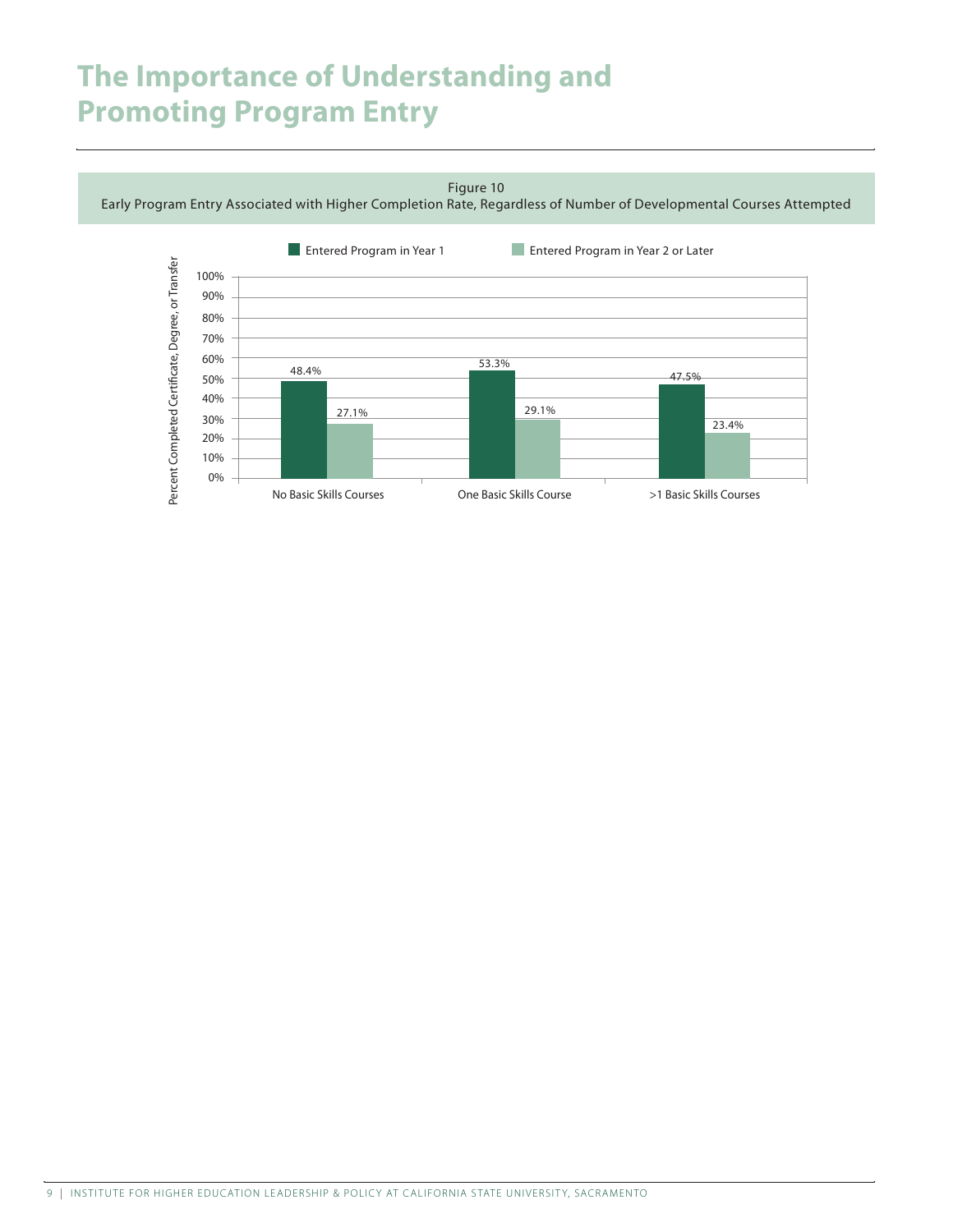# The Importance of Understanding and Promoting Program Entry

Figure 10
Early Program Entry Associated with Higher Completion Rate, Regardless of Number of Developmental Courses Attempted

| Percent Completed Certificate, Degree, or Transfer | Entered Program in Year 1 | Entered Program in Year 2 or Later |
| --- | --- | --- |
| No Basic Skills Courses | 48.4% | 27.1% |
| One Basic Skills Course | 53.3% | 29.1% |
| >1 Basic Skills Courses | 47.5% | 23.4% |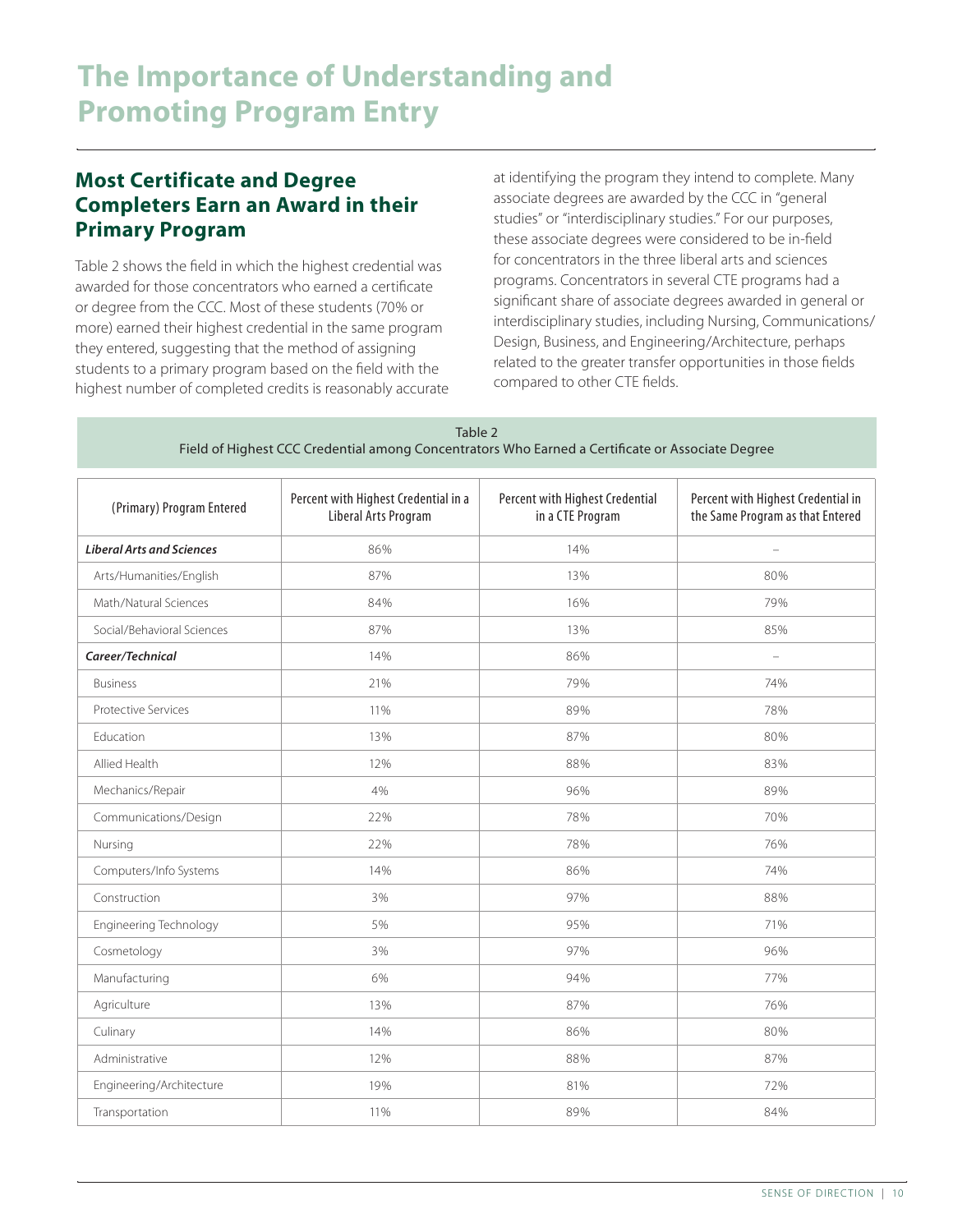# The Importance of Understanding and Promoting Program Entry

## Most Certificate and Degree Completers Earn an Award in their Primary Program

Table 2 shows the field in which the highest credential was awarded for those concentrators who earned a certificate or degree from the CCC. Most of these students (70% or more) earned their highest credential in the same program they entered, suggesting that the method of assigning students to a primary program based on the field with the highest number of completed credits is reasonably accurate at identifying the program they intend to complete. Many associate degrees are awarded by the CCC in "general studies" or "interdisciplinary studies." For our purposes, these associate degrees were considered to be in-field for concentrators in the three liberal arts and sciences programs. Concentrators in several CTE programs had a significant share of associate degrees awarded in general or interdisciplinary studies, including Nursing, Communications/Design, Business, and Engineering/Architecture, perhaps related to the greater transfer opportunities in those fields compared to other CTE fields.

Table 2
Field of Highest CCC Credential among Concentrators Who Earned a Certificate or Associate Degree

| (Primary) Program Entered | Percent with Highest Credential in a Liberal Arts Program | Percent with Highest Credential in a CTE Program | Percent with Highest Credential in the Same Program as that Entered |
|---|---|---|---|
| ***Liberal Arts and Sciences*** | 86% | 14% | – |
| Arts/Humanities/English | 87% | 13% | 80% |
| Math/Natural Sciences | 84% | 16% | 79% |
| Social/Behavioral Sciences | 87% | 13% | 85% |
| ***Career/Technical*** | 14% | 86% | – |
| Business | 21% | 79% | 74% |
| Protective Services | 11% | 89% | 78% |
| Education | 13% | 87% | 80% |
| Allied Health | 12% | 88% | 83% |
| Mechanics/Repair | 4% | 96% | 89% |
| Communications/Design | 22% | 78% | 70% |
| Nursing | 22% | 78% | 76% |
| Computers/Info Systems | 14% | 86% | 74% |
| Construction | 3% | 97% | 88% |
| Engineering Technology | 5% | 95% | 71% |
| Cosmetology | 3% | 97% | 96% |
| Manufacturing | 6% | 94% | 77% |
| Agriculture | 13% | 87% | 76% |
| Culinary | 14% | 86% | 80% |
| Administrative | 12% | 88% | 87% |
| Engineering/Architecture | 19% | 81% | 72% |
| Transportation | 11% | 89% | 84% |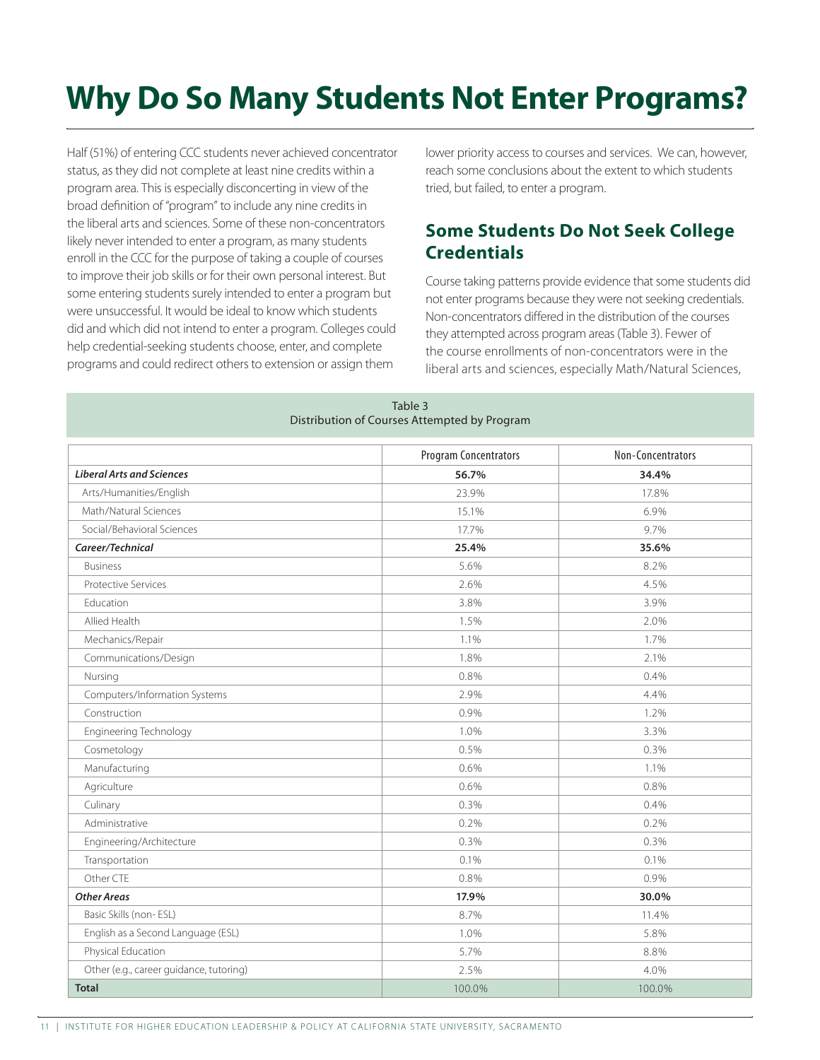# Why Do So Many Students Not Enter Programs?

Half (51%) of entering CCC students never achieved concentrator status, as they did not complete at least nine credits within a program area. This is especially disconcerting in view of the broad definition of "program" to include any nine credits in the liberal arts and sciences. Some of these non-concentrators likely never intended to enter a program, as many students enroll in the CCC for the purpose of taking a couple of courses to improve their job skills or for their own personal interest. But some entering students surely intended to enter a program but were unsuccessful. It would be ideal to know which students did and which did not intend to enter a program. Colleges could help credential-seeking students choose, enter, and complete programs and could redirect others to extension or assign them lower priority access to courses and services. We can, however, reach some conclusions about the extent to which students tried, but failed, to enter a program.

## Some Students Do Not Seek College Credentials

Course taking patterns provide evidence that some students did not enter programs because they were not seeking credentials. Non-concentrators differed in the distribution of the courses they attempted across program areas (Table 3). Fewer of the course enrollments of non-concentrators were in the liberal arts and sciences, especially Math/Natural Sciences,

Table 3
Distribution of Courses Attempted by Program

| | Program Concentrators | Non-Concentrators |
|---|---|---|
| ***Liberal Arts and Sciences*** | **56.7%** | **34.4%** |
| Arts/Humanities/English | 23.9% | 17.8% |
| Math/Natural Sciences | 15.1% | 6.9% |
| Social/Behavioral Sciences | 17.7% | 9.7% |
| ***Career/Technical*** | **25.4%** | **35.6%** |
| Business | 5.6% | 8.2% |
| Protective Services | 2.6% | 4.5% |
| Education | 3.8% | 3.9% |
| Allied Health | 1.5% | 2.0% |
| Mechanics/Repair | 1.1% | 1.7% |
| Communications/Design | 1.8% | 2.1% |
| Nursing | 0.8% | 0.4% |
| Computers/Information Systems | 2.9% | 4.4% |
| Construction | 0.9% | 1.2% |
| Engineering Technology | 1.0% | 3.3% |
| Cosmetology | 0.5% | 0.3% |
| Manufacturing | 0.6% | 1.1% |
| Agriculture | 0.6% | 0.8% |
| Culinary | 0.3% | 0.4% |
| Administrative | 0.2% | 0.2% |
| Engineering/Architecture | 0.3% | 0.3% |
| Transportation | 0.1% | 0.1% |
| Other CTE | 0.8% | 0.9% |
| ***Other Areas*** | **17.9%** | **30.0%** |
| Basic Skills (non- ESL) | 8.7% | 11.4% |
| English as a Second Language (ESL) | 1.0% | 5.8% |
| Physical Education | 5.7% | 8.8% |
| Other (e.g., career guidance, tutoring) | 2.5% | 4.0% |
| **Total** | 100.0% | 100.0% |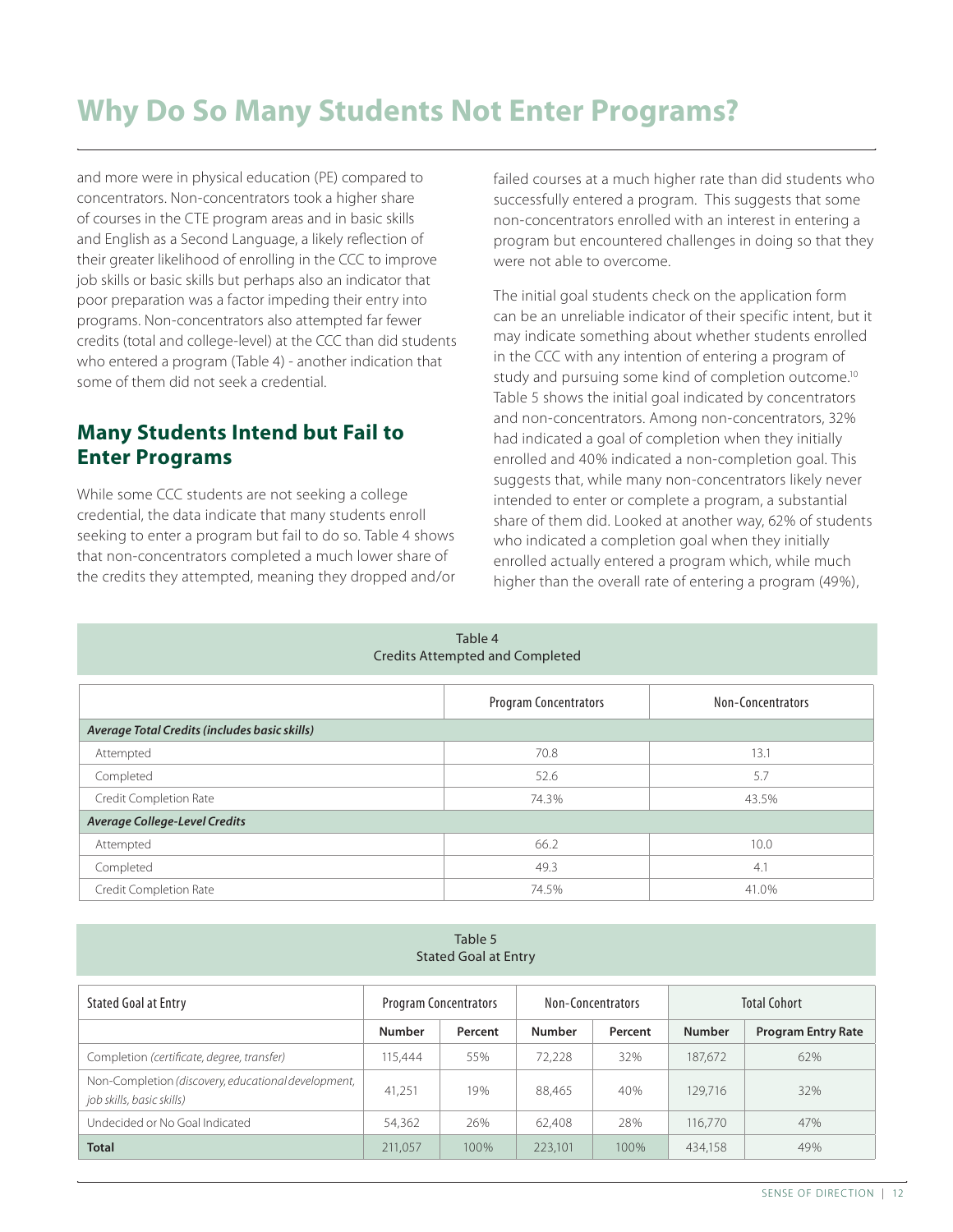# Why Do So Many Students Not Enter Programs?

and more were in physical education (PE) compared to concentrators. Non-concentrators took a higher share of courses in the CTE program areas and in basic skills and English as a Second Language, a likely reflection of their greater likelihood of enrolling in the CCC to improve job skills or basic skills but perhaps also an indicator that poor preparation was a factor impeding their entry into programs. Non-concentrators also attempted far fewer credits (total and college-level) at the CCC than did students who entered a program (Table 4) - another indication that some of them did not seek a credential.

## Many Students Intend but Fail to Enter Programs

While some CCC students are not seeking a college credential, the data indicate that many students enroll seeking to enter a program but fail to do so. Table 4 shows that non-concentrators completed a much lower share of the credits they attempted, meaning they dropped and/or failed courses at a much higher rate than did students who successfully entered a program. This suggests that some non-concentrators enrolled with an interest in entering a program but encountered challenges in doing so that they were not able to overcome.

The initial goal students check on the application form can be an unreliable indicator of their specific intent, but it may indicate something about whether students enrolled in the CCC with any intention of entering a program of study and pursuing some kind of completion outcome.[10] Table 5 shows the initial goal indicated by concentrators and non-concentrators. Among non-concentrators, 32% had indicated a goal of completion when they initially enrolled and 40% indicated a non-completion goal. This suggests that, while many non-concentrators likely never intended to enter or complete a program, a substantial share of them did. Looked at another way, 62% of students who indicated a completion goal when they initially enrolled actually entered a program which, while much higher than the overall rate of entering a program (49%),

Table 4
Credits Attempted and Completed

| | Program Concentrators | Non-Concentrators |
|---|---|---|
| ***Average Total Credits (includes basic skills)*** | | |
| Attempted | 70.8 | 13.1 |
| Completed | 52.6 | 5.7 |
| Credit Completion Rate | 74.3% | 43.5% |
| ***Average College-Level Credits*** | | |
| Attempted | 66.2 | 10.0 |
| Completed | 49.3 | 4.1 |
| Credit Completion Rate | 74.5% | 41.0% |

Table 5
Stated Goal at Entry

| Stated Goal at Entry | Program Concentrators | | Non-Concentrators | | Total Cohort | |
|---|---|---|---|---|---|---|
| | **Number** | **Percent** | **Number** | **Percent** | **Number** | **Program Entry Rate** |
| Completion *(certificate, degree, transfer)* | 115,444 | 55% | 72,228 | 32% | 187,672 | 62% |
| Non-Completion *(discovery, educational development, job skills, basic skills)* | 41,251 | 19% | 88,465 | 40% | 129,716 | 32% |
| Undecided or No Goal Indicated | 54,362 | 26% | 62,408 | 28% | 116,770 | 47% |
| **Total** | 211,057 | 100% | 223,101 | 100% | 434,158 | 49% |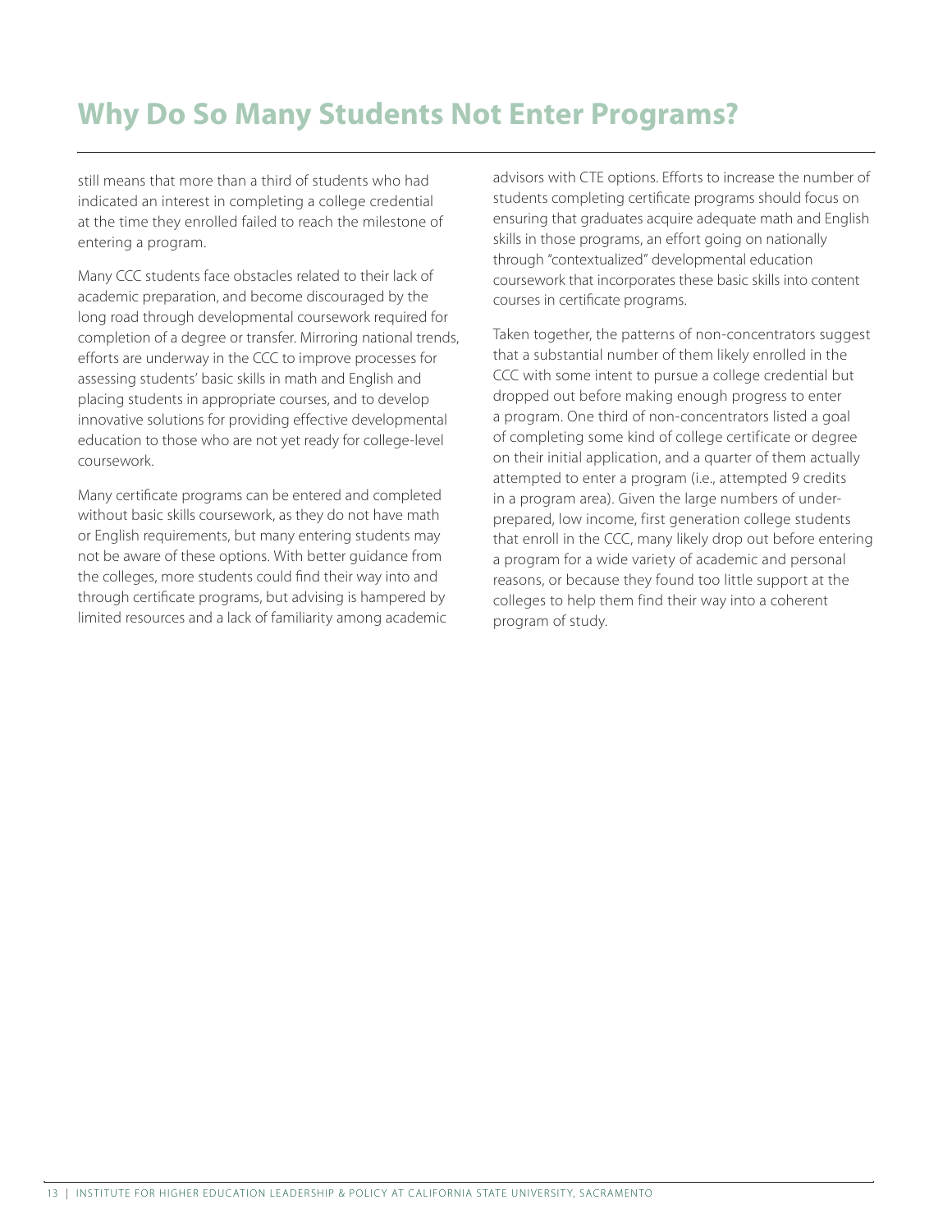# Why Do So Many Students Not Enter Programs?

still means that more than a third of students who had indicated an interest in completing a college credential at the time they enrolled failed to reach the milestone of entering a program.

Many CCC students face obstacles related to their lack of academic preparation, and become discouraged by the long road through developmental coursework required for completion of a degree or transfer. Mirroring national trends, efforts are underway in the CCC to improve processes for assessing students' basic skills in math and English and placing students in appropriate courses, and to develop innovative solutions for providing effective developmental education to those who are not yet ready for college-level coursework.

Many certificate programs can be entered and completed without basic skills coursework, as they do not have math or English requirements, but many entering students may not be aware of these options. With better guidance from the colleges, more students could find their way into and through certificate programs, but advising is hampered by limited resources and a lack of familiarity among academic advisors with CTE options. Efforts to increase the number of students completing certificate programs should focus on ensuring that graduates acquire adequate math and English skills in those programs, an effort going on nationally through "contextualized" developmental education coursework that incorporates these basic skills into content courses in certificate programs.

Taken together, the patterns of non-concentrators suggest that a substantial number of them likely enrolled in the CCC with some intent to pursue a college credential but dropped out before making enough progress to enter a program. One third of non-concentrators listed a goal of completing some kind of college certificate or degree on their initial application, and a quarter of them actually attempted to enter a program (i.e., attempted 9 credits in a program area). Given the large numbers of under-prepared, low income, first generation college students that enroll in the CCC, many likely drop out before entering a program for a wide variety of academic and personal reasons, or because they found too little support at the colleges to help them find their way into a coherent program of study.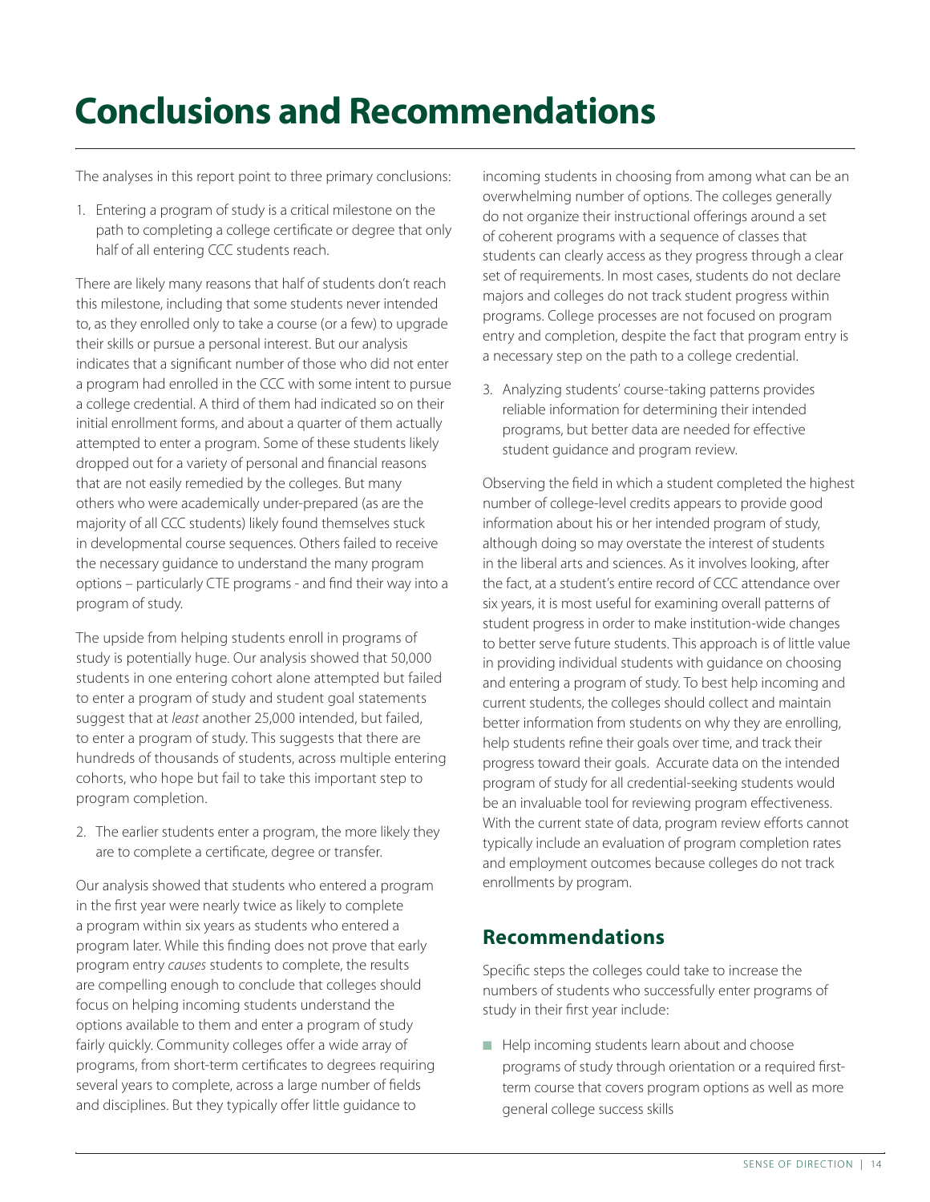# Conclusions and Recommendations

The analyses in this report point to three primary conclusions:

1. Entering a program of study is a critical milestone on the path to completing a college certificate or degree that only half of all entering CCC students reach.

There are likely many reasons that half of students don't reach this milestone, including that some students never intended to, as they enrolled only to take a course (or a few) to upgrade their skills or pursue a personal interest. But our analysis indicates that a significant number of those who did not enter a program had enrolled in the CCC with some intent to pursue a college credential. A third of them had indicated so on their initial enrollment forms, and about a quarter of them actually attempted to enter a program. Some of these students likely dropped out for a variety of personal and financial reasons that are not easily remedied by the colleges. But many others who were academically under-prepared (as are the majority of all CCC students) likely found themselves stuck in developmental course sequences. Others failed to receive the necessary guidance to understand the many program options – particularly CTE programs - and find their way into a program of study.

The upside from helping students enroll in programs of study is potentially huge. Our analysis showed that 50,000 students in one entering cohort alone attempted but failed to enter a program of study and student goal statements suggest that at *least* another 25,000 intended, but failed, to enter a program of study. This suggests that there are hundreds of thousands of students, across multiple entering cohorts, who hope but fail to take this important step to program completion.

2. The earlier students enter a program, the more likely they are to complete a certificate, degree or transfer.

Our analysis showed that students who entered a program in the first year were nearly twice as likely to complete a program within six years as students who entered a program later. While this finding does not prove that early program entry *causes* students to complete, the results are compelling enough to conclude that colleges should focus on helping incoming students understand the options available to them and enter a program of study fairly quickly. Community colleges offer a wide array of programs, from short-term certificates to degrees requiring several years to complete, across a large number of fields and disciplines. But they typically offer little guidance to incoming students in choosing from among what can be an overwhelming number of options. The colleges generally do not organize their instructional offerings around a set of coherent programs with a sequence of classes that students can clearly access as they progress through a clear set of requirements. In most cases, students do not declare majors and colleges do not track student progress within programs. College processes are not focused on program entry and completion, despite the fact that program entry is a necessary step on the path to a college credential.

3. Analyzing students' course-taking patterns provides reliable information for determining their intended programs, but better data are needed for effective student guidance and program review.

Observing the field in which a student completed the highest number of college-level credits appears to provide good information about his or her intended program of study, although doing so may overstate the interest of students in the liberal arts and sciences. As it involves looking, after the fact, at a student's entire record of CCC attendance over six years, it is most useful for examining overall patterns of student progress in order to make institution-wide changes to better serve future students. This approach is of little value in providing individual students with guidance on choosing and entering a program of study. To best help incoming and current students, the colleges should collect and maintain better information from students on why they are enrolling, help students refine their goals over time, and track their progress toward their goals. Accurate data on the intended program of study for all credential-seeking students would be an invaluable tool for reviewing program effectiveness. With the current state of data, program review efforts cannot typically include an evaluation of program completion rates and employment outcomes because colleges do not track enrollments by program.

## Recommendations

Specific steps the colleges could take to increase the numbers of students who successfully enter programs of study in their first year include:

- Help incoming students learn about and choose programs of study through orientation or a required first-term course that covers program options as well as more general college success skills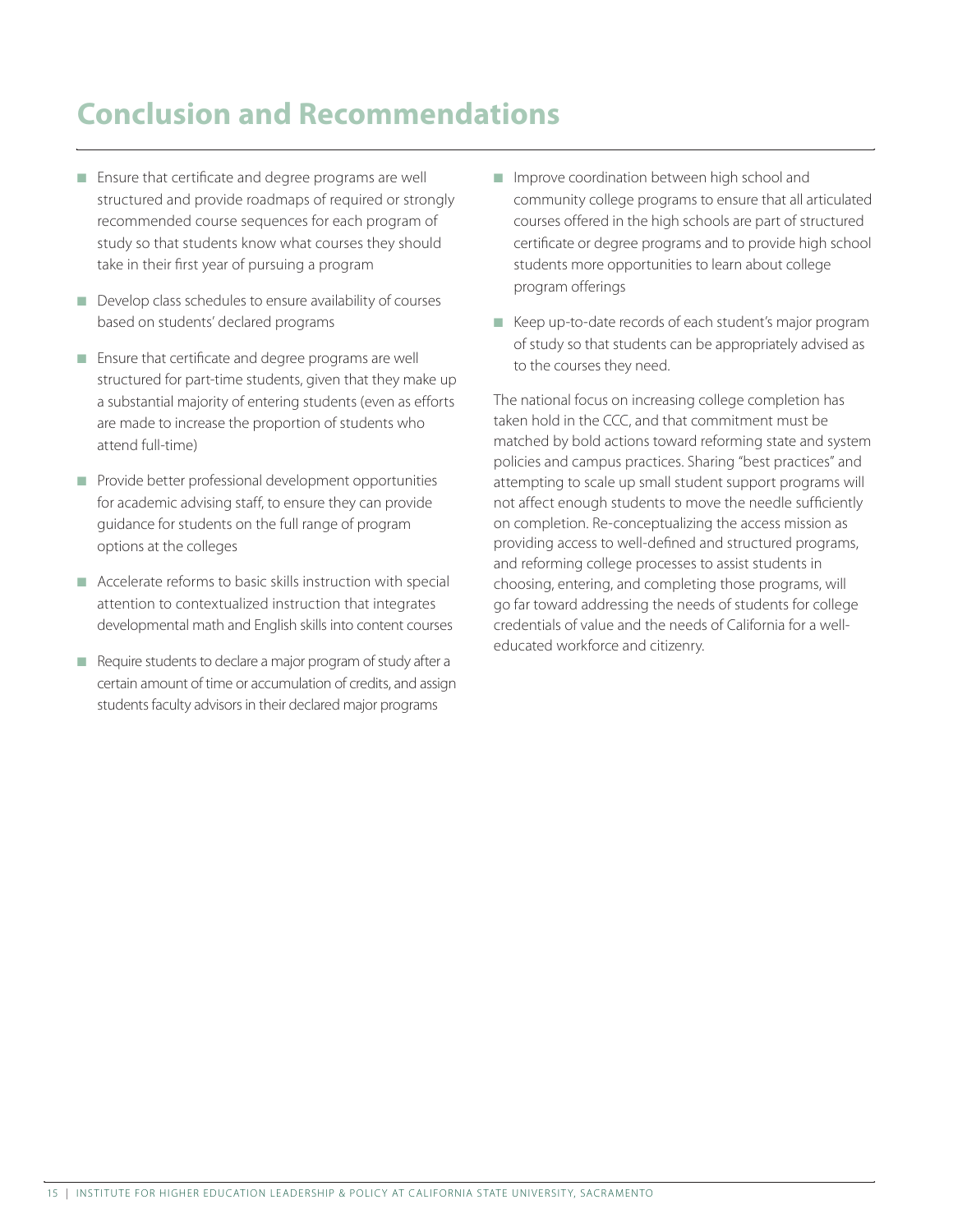# Conclusion and Recommendations

- Ensure that certificate and degree programs are well structured and provide roadmaps of required or strongly recommended course sequences for each program of study so that students know what courses they should take in their first year of pursuing a program
- Develop class schedules to ensure availability of courses based on students' declared programs
- Ensure that certificate and degree programs are well structured for part-time students, given that they make up a substantial majority of entering students (even as efforts are made to increase the proportion of students who attend full-time)
- Provide better professional development opportunities for academic advising staff, to ensure they can provide guidance for students on the full range of program options at the colleges
- Accelerate reforms to basic skills instruction with special attention to contextualized instruction that integrates developmental math and English skills into content courses
- Require students to declare a major program of study after a certain amount of time or accumulation of credits, and assign students faculty advisors in their declared major programs
- Improve coordination between high school and community college programs to ensure that all articulated courses offered in the high schools are part of structured certificate or degree programs and to provide high school students more opportunities to learn about college program offerings
- Keep up-to-date records of each student's major program of study so that students can be appropriately advised as to the courses they need.

The national focus on increasing college completion has taken hold in the CCC, and that commitment must be matched by bold actions toward reforming state and system policies and campus practices. Sharing "best practices" and attempting to scale up small student support programs will not affect enough students to move the needle sufficiently on completion. Re-conceptualizing the access mission as providing access to well-defined and structured programs, and reforming college processes to assist students in choosing, entering, and completing those programs, will go far toward addressing the needs of students for college credentials of value and the needs of California for a well-educated workforce and citizenry.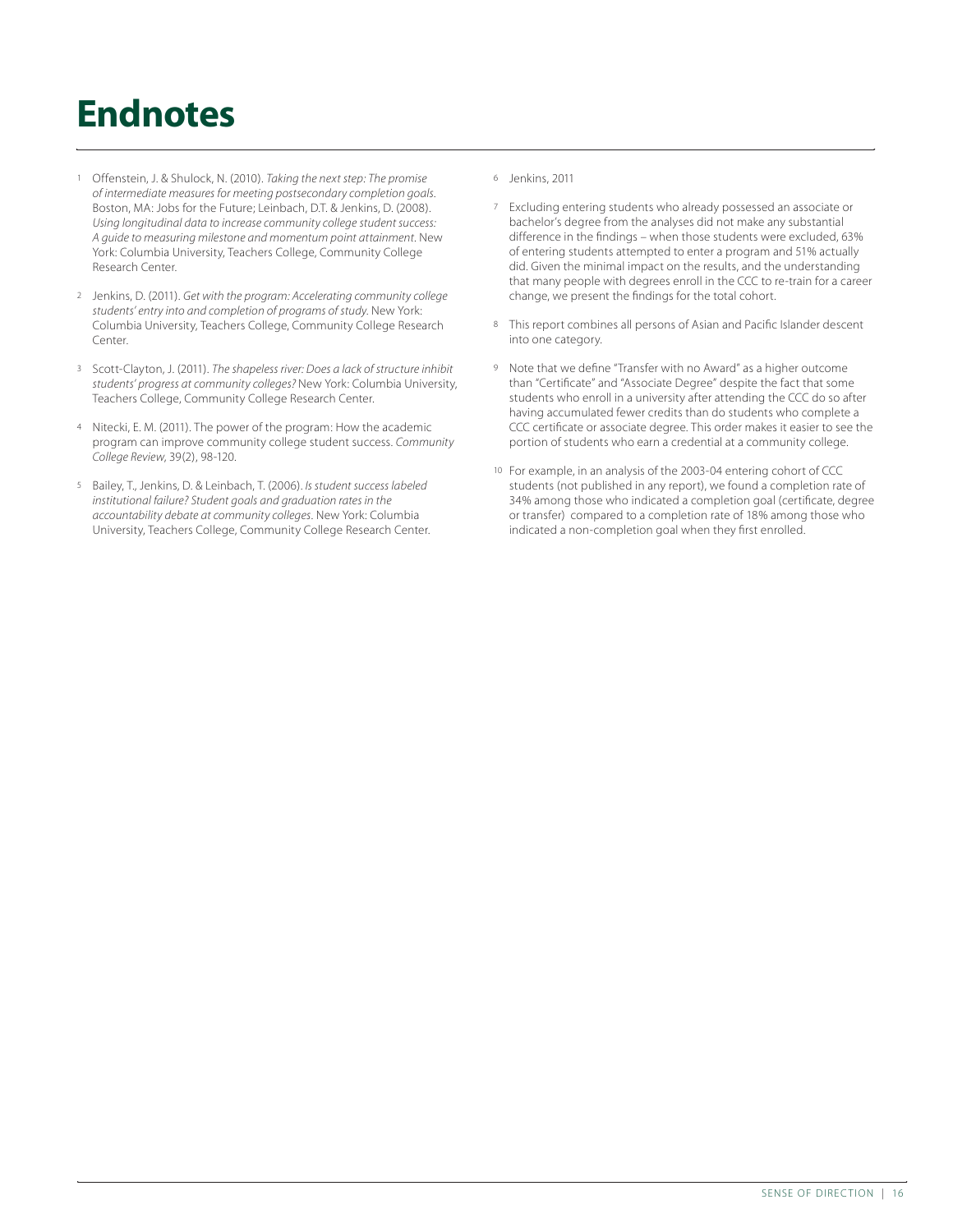# Endnotes

1. Offenstein, J. & Shulock, N. (2010). *Taking the next step: The promise of intermediate measures for meeting postsecondary completion goals.* Boston, MA: Jobs for the Future; Leinbach, D.T. & Jenkins, D. (2008). *Using longitudinal data to increase community college student success: A guide to measuring milestone and momentum point attainment.* New York: Columbia University, Teachers College, Community College Research Center.

2. Jenkins, D. (2011). *Get with the program: Accelerating community college students' entry into and completion of programs of study.* New York: Columbia University, Teachers College, Community College Research Center.

3. Scott-Clayton, J. (2011). *The shapeless river: Does a lack of structure inhibit students' progress at community colleges?* New York: Columbia University, Teachers College, Community College Research Center.

4. Nitecki, E. M. (2011). The power of the program: How the academic program can improve community college student success. *Community College Review,* 39(2), 98-120.

5. Bailey, T., Jenkins, D. & Leinbach, T. (2006). *Is student success labeled institutional failure? Student goals and graduation rates in the accountability debate at community colleges.* New York: Columbia University, Teachers College, Community College Research Center.

6. Jenkins, 2011

7. Excluding entering students who already possessed an associate or bachelor's degree from the analyses did not make any substantial difference in the findings – when those students were excluded, 63% of entering students attempted to enter a program and 51% actually did. Given the minimal impact on the results, and the understanding that many people with degrees enroll in the CCC to re-train for a career change, we present the findings for the total cohort.

8. This report combines all persons of Asian and Pacific Islander descent into one category.

9. Note that we define "Transfer with no Award" as a higher outcome than "Certificate" and "Associate Degree" despite the fact that some students who enroll in a university after attending the CCC do so after having accumulated fewer credits than do students who complete a CCC certificate or associate degree. This order makes it easier to see the portion of students who earn a credential at a community college.

10. For example, in an analysis of the 2003-04 entering cohort of CCC students (not published in any report), we found a completion rate of 34% among those who indicated a completion goal (certificate, degree or transfer) compared to a completion rate of 18% among those who indicated a non-completion goal when they first enrolled.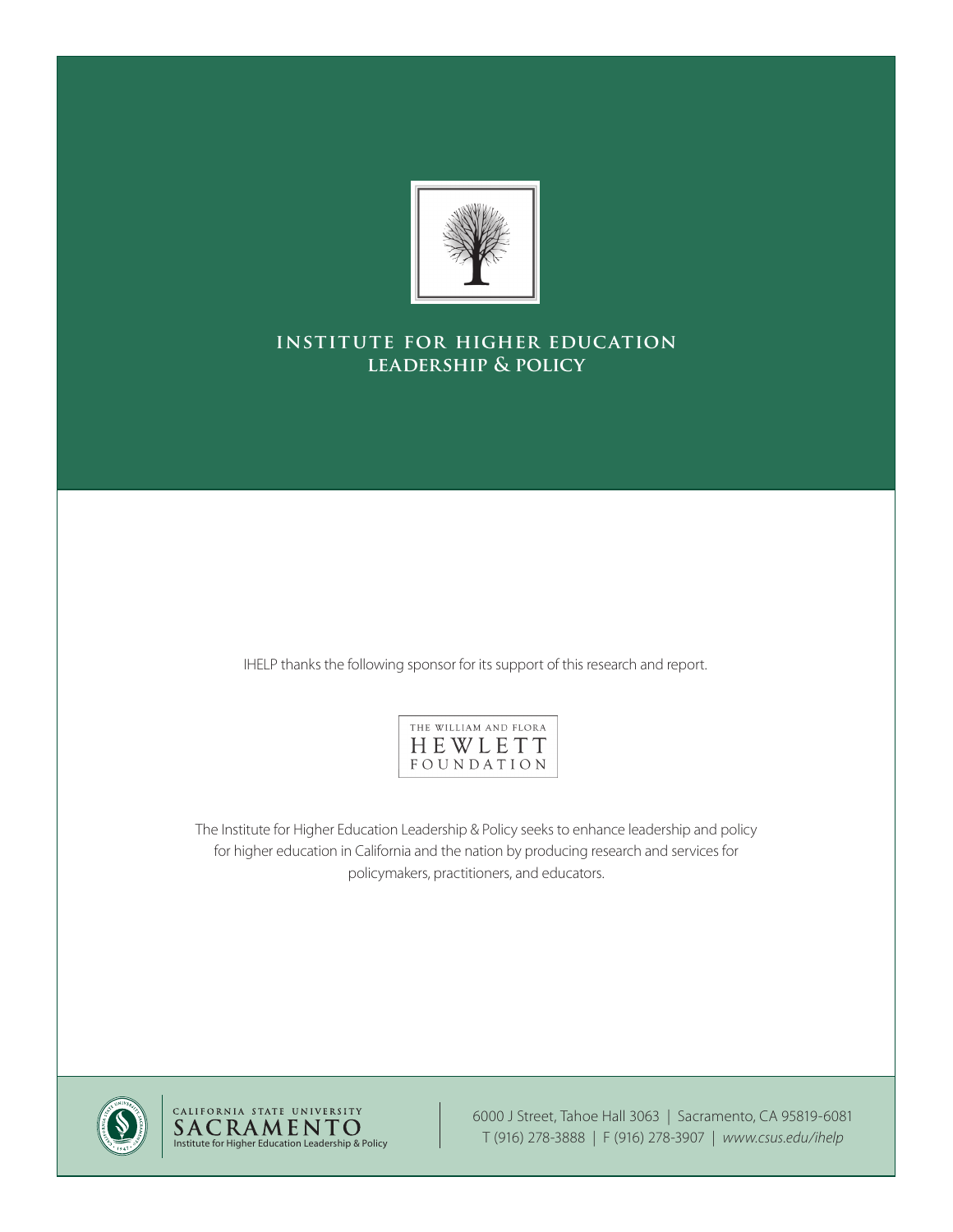**INSTITUTE FOR HIGHER EDUCATION LEADERSHIP & POLICY**

IHELP thanks the following sponsor for its support of this research and report.

THE WILLIAM AND FLORA HEWLETT FOUNDATION

The Institute for Higher Education Leadership & Policy seeks to enhance leadership and policy for higher education in California and the nation by producing research and services for policymakers, practitioners, and educators.

CALIFORNIA STATE UNIVERSITY SACRAMENTO
Institute for Higher Education Leadership & Policy

6000 J Street, Tahoe Hall 3063 | Sacramento, CA 95819-6081
T (916) 278-3888 | F (916) 278-3907 | *www.csus.edu/ihelp*